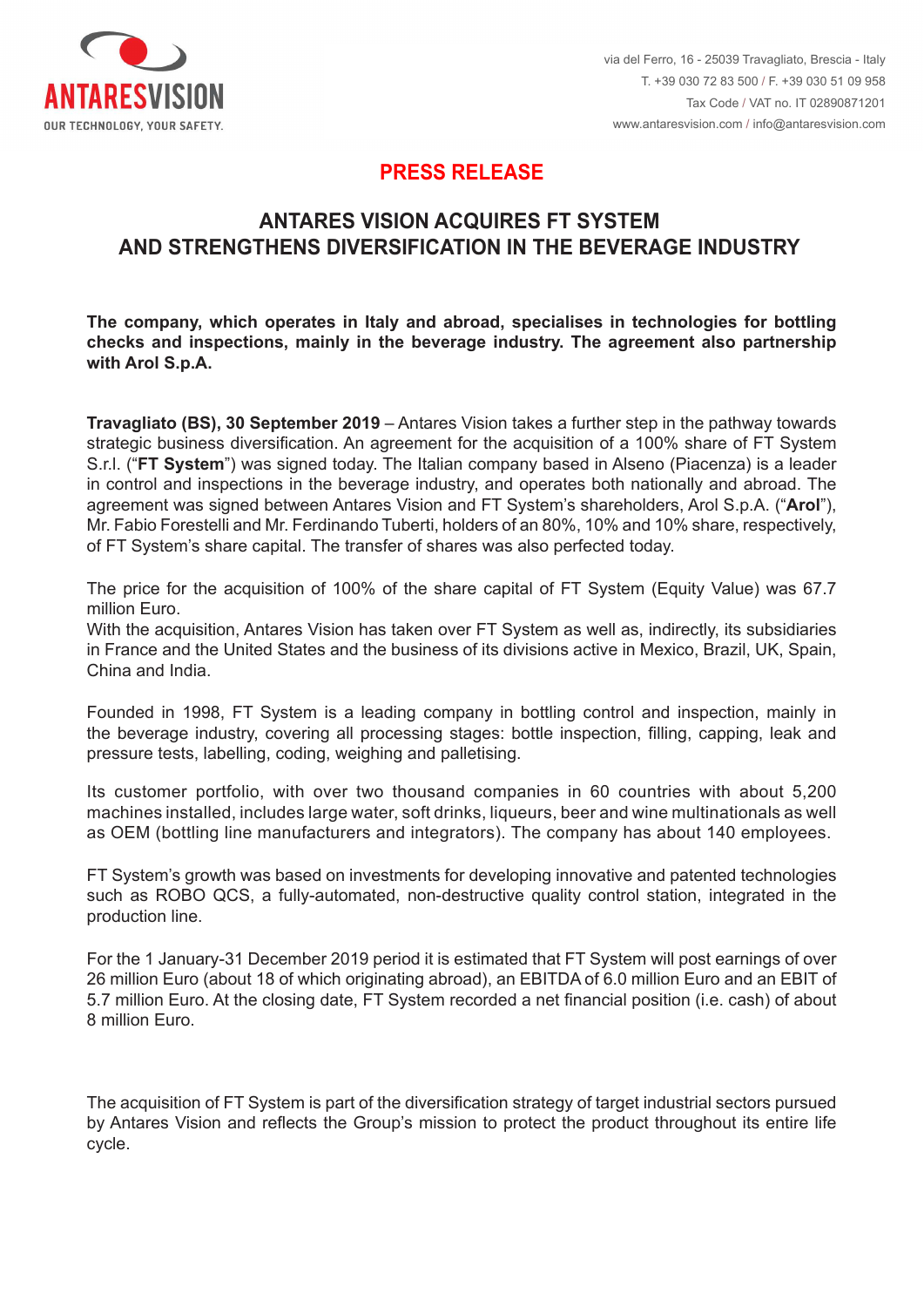ANTARESVISION
OUR TECHNOLOGY, YOUR SAFETY.

via del Ferro, 16 - 25039 Travagliato, Brescia - Italy
T. +39 030 72 83 500 / F. +39 030 51 09 958
Tax Code / VAT no. IT 02890871201
www.antaresvision.com / info@antaresvision.com

## PRESS RELEASE

# ANTARES VISION ACQUIRES FT SYSTEM AND STRENGTHENS DIVERSIFICATION IN THE BEVERAGE INDUSTRY

**The company, which operates in Italy and abroad, specialises in technologies for bottling checks and inspections, mainly in the beverage industry. The agreement also partnership with Arol S.p.A.**

**Travagliato (BS), 30 September 2019** – Antares Vision takes a further step in the pathway towards strategic business diversification. An agreement for the acquisition of a 100% share of FT System S.r.l. ("**FT System**") was signed today. The Italian company based in Alseno (Piacenza) is a leader in control and inspections in the beverage industry, and operates both nationally and abroad. The agreement was signed between Antares Vision and FT System's shareholders, Arol S.p.A. ("**Arol**"), Mr. Fabio Forestelli and Mr. Ferdinando Tuberti, holders of an 80%, 10% and 10% share, respectively, of FT System's share capital. The transfer of shares was also perfected today.

The price for the acquisition of 100% of the share capital of FT System (Equity Value) was 67.7 million Euro.
With the acquisition, Antares Vision has taken over FT System as well as, indirectly, its subsidiaries in France and the United States and the business of its divisions active in Mexico, Brazil, UK, Spain, China and India.

Founded in 1998, FT System is a leading company in bottling control and inspection, mainly in the beverage industry, covering all processing stages: bottle inspection, filling, capping, leak and pressure tests, labelling, coding, weighing and palletising.

Its customer portfolio, with over two thousand companies in 60 countries with about 5,200 machines installed, includes large water, soft drinks, liqueurs, beer and wine multinationals as well as OEM (bottling line manufacturers and integrators). The company has about 140 employees.

FT System's growth was based on investments for developing innovative and patented technologies such as ROBO QCS, a fully-automated, non-destructive quality control station, integrated in the production line.

For the 1 January-31 December 2019 period it is estimated that FT System will post earnings of over 26 million Euro (about 18 of which originating abroad), an EBITDA of 6.0 million Euro and an EBIT of 5.7 million Euro. At the closing date, FT System recorded a net financial position (i.e. cash) of about 8 million Euro.

The acquisition of FT System is part of the diversification strategy of target industrial sectors pursued by Antares Vision and reflects the Group's mission to protect the product throughout its entire life cycle.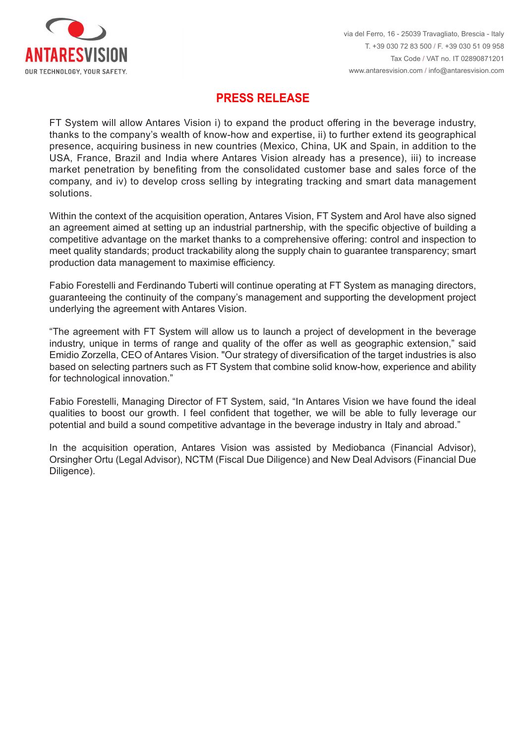## PRESS RELEASE

FT System will allow Antares Vision i) to expand the product offering in the beverage industry, thanks to the company's wealth of know-how and expertise, ii) to further extend its geographical presence, acquiring business in new countries (Mexico, China, UK and Spain, in addition to the USA, France, Brazil and India where Antares Vision already has a presence), iii) to increase market penetration by benefiting from the consolidated customer base and sales force of the company, and iv) to develop cross selling by integrating tracking and smart data management solutions.

Within the context of the acquisition operation, Antares Vision, FT System and Arol have also signed an agreement aimed at setting up an industrial partnership, with the specific objective of building a competitive advantage on the market thanks to a comprehensive offering: control and inspection to meet quality standards; product trackability along the supply chain to guarantee transparency; smart production data management to maximise efficiency.

Fabio Forestelli and Ferdinando Tuberti will continue operating at FT System as managing directors, guaranteeing the continuity of the company's management and supporting the development project underlying the agreement with Antares Vision.

"The agreement with FT System will allow us to launch a project of development in the beverage industry, unique in terms of range and quality of the offer as well as geographic extension," said Emidio Zorzella, CEO of Antares Vision. "Our strategy of diversification of the target industries is also based on selecting partners such as FT System that combine solid know-how, experience and ability for technological innovation."

Fabio Forestelli, Managing Director of FT System, said, "In Antares Vision we have found the ideal qualities to boost our growth. I feel confident that together, we will be able to fully leverage our potential and build a sound competitive advantage in the beverage industry in Italy and abroad."

In the acquisition operation, Antares Vision was assisted by Mediobanca (Financial Advisor), Orsingher Ortu (Legal Advisor), NCTM (Fiscal Due Diligence) and New Deal Advisors (Financial Due Diligence).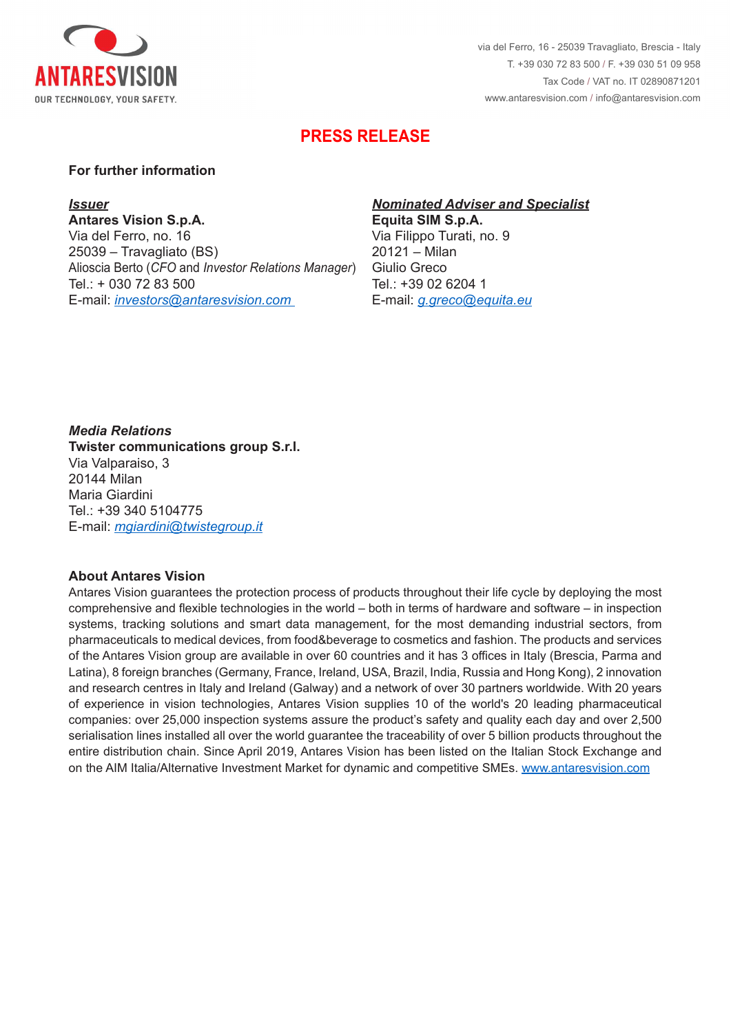## PRESS RELEASE

**For further information**

***Issuer***
**Antares Vision S.p.A.**
Via del Ferro, no. 16
25039 – Travagliato (BS)
Alioscia Berto (*CFO* and *Investor Relations Manager*)
Tel.: + 030 72 83 500
E-mail: *investors@antaresvision.com*

***Nominated Adviser and Specialist***
**Equita SIM S.p.A.**
Via Filippo Turati, no. 9
20121 – Milan
Giulio Greco
Tel.: +39 02 6204 1
E-mail: *g.greco@equita.eu*

***Media Relations***
**Twister communications group S.r.l.**
Via Valparaiso, 3
20144 Milan
Maria Giardini
Tel.: +39 340 5104775
E-mail: *mgiardini@twistegroup.it*

**About Antares Vision**

Antares Vision guarantees the protection process of products throughout their life cycle by deploying the most comprehensive and flexible technologies in the world – both in terms of hardware and software – in inspection systems, tracking solutions and smart data management, for the most demanding industrial sectors, from pharmaceuticals to medical devices, from food&beverage to cosmetics and fashion. The products and services of the Antares Vision group are available in over 60 countries and it has 3 offices in Italy (Brescia, Parma and Latina), 8 foreign branches (Germany, France, Ireland, USA, Brazil, India, Russia and Hong Kong), 2 innovation and research centres in Italy and Ireland (Galway) and a network of over 30 partners worldwide. With 20 years of experience in vision technologies, Antares Vision supplies 10 of the world's 20 leading pharmaceutical companies: over 25,000 inspection systems assure the product's safety and quality each day and over 2,500 serialisation lines installed all over the world guarantee the traceability of over 5 billion products throughout the entire distribution chain. Since April 2019, Antares Vision has been listed on the Italian Stock Exchange and on the AIM Italia/Alternative Investment Market for dynamic and competitive SMEs. www.antaresvision.com